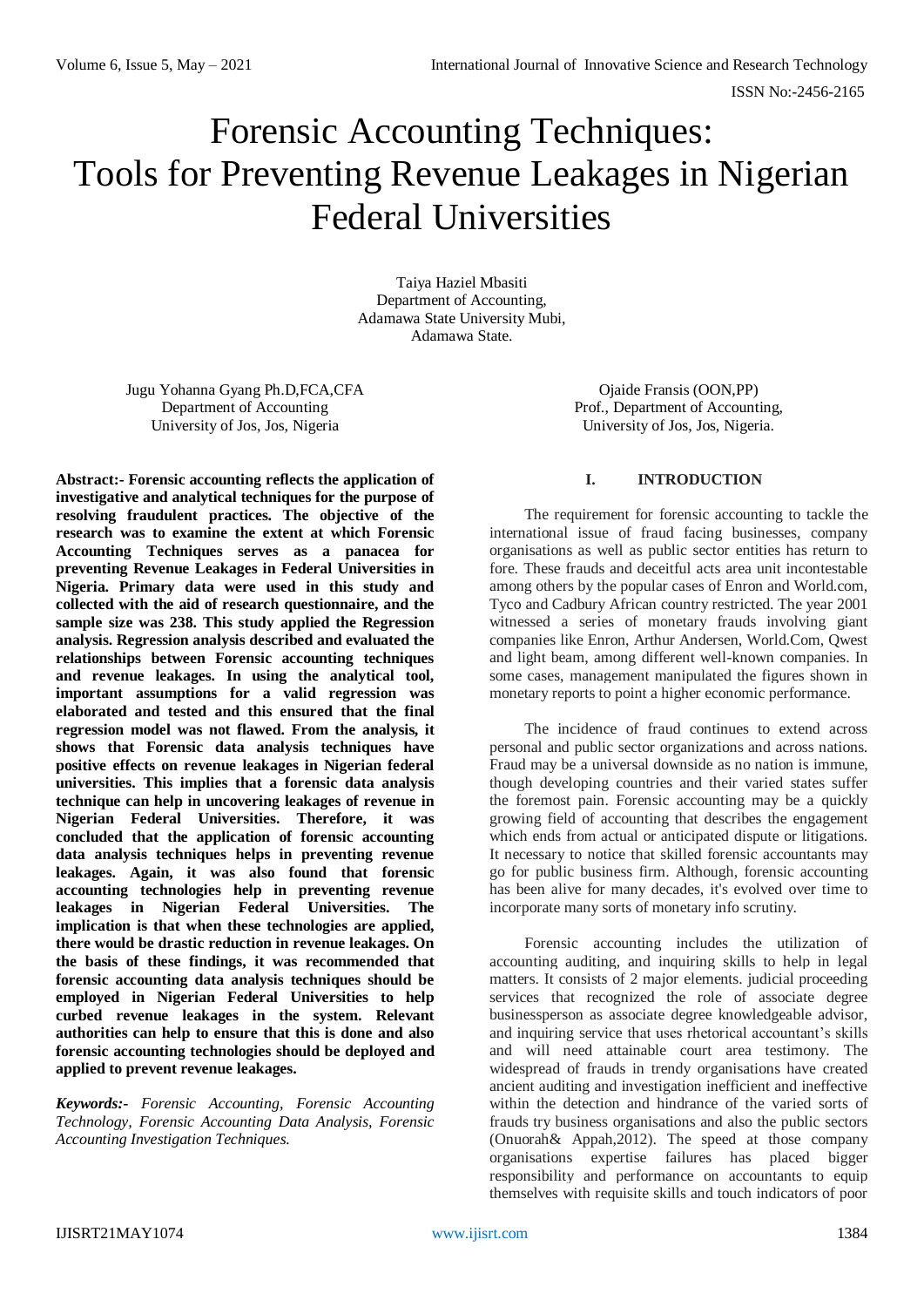# Forensic Accounting Techniques: Tools for Preventing Revenue Leakages in Nigerian Federal Universities

Taiya Haziel Mbasiti
Department of Accounting,
Adamawa State University Mubi,
Adamawa State.

Jugu Yohanna Gyang Ph.D,FCA,CFA
Department of Accounting
University of Jos, Jos, Nigeria

Ojaide Fransis (OON,PP)
Prof., Department of Accounting,
University of Jos, Jos, Nigeria.

**Abstract:- Forensic accounting reflects the application of investigative and analytical techniques for the purpose of resolving fraudulent practices. The objective of the research was to examine the extent at which Forensic Accounting Techniques serves as a panacea for preventing Revenue Leakages in Federal Universities in Nigeria. Primary data were used in this study and collected with the aid of research questionnaire, and the sample size was 238. This study applied the Regression analysis. Regression analysis described and evaluated the relationships between Forensic accounting techniques and revenue leakages. In using the analytical tool, important assumptions for a valid regression was elaborated and tested and this ensured that the final regression model was not flawed. From the analysis, it shows that Forensic data analysis techniques have positive effects on revenue leakages in Nigerian federal universities. This implies that a forensic data analysis technique can help in uncovering leakages of revenue in Nigerian Federal Universities. Therefore, it was concluded that the application of forensic accounting data analysis techniques helps in preventing revenue leakages. Again, it was also found that forensic accounting technologies help in preventing revenue leakages in Nigerian Federal Universities. The implication is that when these technologies are applied, there would be drastic reduction in revenue leakages. On the basis of these findings, it was recommended that forensic accounting data analysis techniques should be employed in Nigerian Federal Universities to help curbed revenue leakages in the system. Relevant authorities can help to ensure that this is done and also forensic accounting technologies should be deployed and applied to prevent revenue leakages.**

***Keywords:-*** *Forensic Accounting, Forensic Accounting Technology, Forensic Accounting Data Analysis, Forensic Accounting Investigation Techniques.*

## I. INTRODUCTION

The requirement for forensic accounting to tackle the international issue of fraud facing businesses, company organisations as well as public sector entities has return to fore. These frauds and deceitful acts area unit incontestable among others by the popular cases of Enron and World.com, Tyco and Cadbury African country restricted. The year 2001 witnessed a series of monetary frauds involving giant companies like Enron, Arthur Andersen, World.Com, Qwest and light beam, among different well-known companies. In some cases, management manipulated the figures shown in monetary reports to point a higher economic performance.

The incidence of fraud continues to extend across personal and public sector organizations and across nations. Fraud may be a universal downside as no nation is immune, though developing countries and their varied states suffer the foremost pain. Forensic accounting may be a quickly growing field of accounting that describes the engagement which ends from actual or anticipated dispute or litigations. It necessary to notice that skilled forensic accountants may go for public business firm. Although, forensic accounting has been alive for many decades, it's evolved over time to incorporate many sorts of monetary info scrutiny.

Forensic accounting includes the utilization of accounting auditing, and inquiring skills to help in legal matters. It consists of 2 major elements. judicial proceeding services that recognized the role of associate degree businessperson as associate degree knowledgeable advisor, and inquiring service that uses rhetorical accountant's skills and will need attainable court area testimony. The widespread of frauds in trendy organisations have created ancient auditing and investigation inefficient and ineffective within the detection and hindrance of the varied sorts of frauds try business organisations and also the public sectors (Onuorah& Appah,2012). The speed at those company organisations expertise failures has placed bigger responsibility and performance on accountants to equip themselves with requisite skills and touch indicators of poor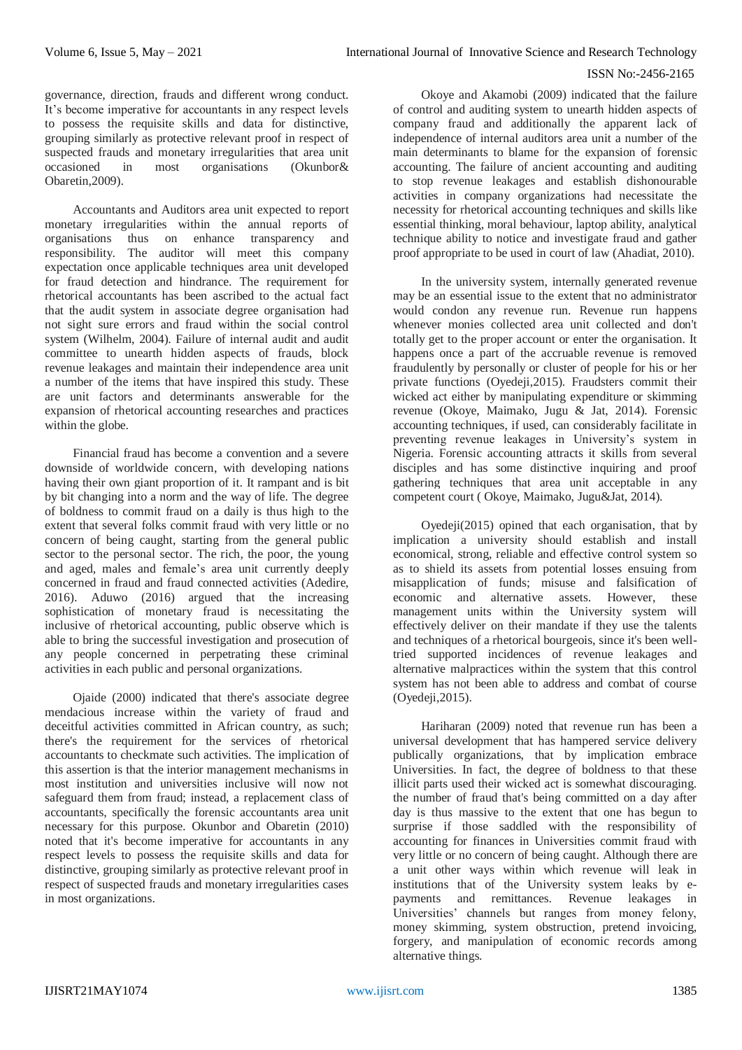governance, direction, frauds and different wrong conduct. It's become imperative for accountants in any respect levels to possess the requisite skills and data for distinctive, grouping similarly as protective relevant proof in respect of suspected frauds and monetary irregularities that area unit occasioned in most organisations (Okunbor& Obaretin,2009).

Accountants and Auditors area unit expected to report monetary irregularities within the annual reports of organisations thus on enhance transparency and responsibility. The auditor will meet this company expectation once applicable techniques area unit developed for fraud detection and hindrance. The requirement for rhetorical accountants has been ascribed to the actual fact that the audit system in associate degree organisation had not sight sure errors and fraud within the social control system (Wilhelm, 2004). Failure of internal audit and audit committee to unearth hidden aspects of frauds, block revenue leakages and maintain their independence area unit a number of the items that have inspired this study. These are unit factors and determinants answerable for the expansion of rhetorical accounting researches and practices within the globe.

Financial fraud has become a convention and a severe downside of worldwide concern, with developing nations having their own giant proportion of it. It rampant and is bit by bit changing into a norm and the way of life. The degree of boldness to commit fraud on a daily is thus high to the extent that several folks commit fraud with very little or no concern of being caught, starting from the general public sector to the personal sector. The rich, the poor, the young and aged, males and female's area unit currently deeply concerned in fraud and fraud connected activities (Adedire, 2016). Aduwo (2016) argued that the increasing sophistication of monetary fraud is necessitating the inclusive of rhetorical accounting, public observe which is able to bring the successful investigation and prosecution of any people concerned in perpetrating these criminal activities in each public and personal organizations.

Ojaide (2000) indicated that there's associate degree mendacious increase within the variety of fraud and deceitful activities committed in African country, as such; there's the requirement for the services of rhetorical accountants to checkmate such activities. The implication of this assertion is that the interior management mechanisms in most institution and universities inclusive will now not safeguard them from fraud; instead, a replacement class of accountants, specifically the forensic accountants area unit necessary for this purpose. Okunbor and Obaretin (2010) noted that it's become imperative for accountants in any respect levels to possess the requisite skills and data for distinctive, grouping similarly as protective relevant proof in respect of suspected frauds and monetary irregularities cases in most organizations.

Okoye and Akamobi (2009) indicated that the failure of control and auditing system to unearth hidden aspects of company fraud and additionally the apparent lack of independence of internal auditors area unit a number of the main determinants to blame for the expansion of forensic accounting. The failure of ancient accounting and auditing to stop revenue leakages and establish dishonourable activities in company organizations had necessitate the necessity for rhetorical accounting techniques and skills like essential thinking, moral behaviour, laptop ability, analytical technique ability to notice and investigate fraud and gather proof appropriate to be used in court of law (Ahadiat, 2010).

In the university system, internally generated revenue may be an essential issue to the extent that no administrator would condon any revenue run. Revenue run happens whenever monies collected area unit collected and don't totally get to the proper account or enter the organisation. It happens once a part of the accruable revenue is removed fraudulently by personally or cluster of people for his or her private functions (Oyedeji,2015). Fraudsters commit their wicked act either by manipulating expenditure or skimming revenue (Okoye, Maimako, Jugu & Jat, 2014). Forensic accounting techniques, if used, can considerably facilitate in preventing revenue leakages in University's system in Nigeria. Forensic accounting attracts it skills from several disciples and has some distinctive inquiring and proof gathering techniques that area unit acceptable in any competent court ( Okoye, Maimako, Jugu&Jat, 2014).

Oyedeji(2015) opined that each organisation, that by implication a university should establish and install economical, strong, reliable and effective control system so as to shield its assets from potential losses ensuing from misapplication of funds; misuse and falsification of economic and alternative assets. However, these management units within the University system will effectively deliver on their mandate if they use the talents and techniques of a rhetorical bourgeois, since it's been well-tried supported incidences of revenue leakages and alternative malpractices within the system that this control system has not been able to address and combat of course (Oyedeji,2015).

Hariharan (2009) noted that revenue run has been a universal development that has hampered service delivery publically organizations, that by implication embrace Universities. In fact, the degree of boldness to that these illicit parts used their wicked act is somewhat discouraging. the number of fraud that's being committed on a day after day is thus massive to the extent that one has begun to surprise if those saddled with the responsibility of accounting for finances in Universities commit fraud with very little or no concern of being caught. Although there are a unit other ways within which revenue will leak in institutions that of the University system leaks by e-payments and remittances. Revenue leakages in Universities' channels but ranges from money felony, money skimming, system obstruction, pretend invoicing, forgery, and manipulation of economic records among alternative things.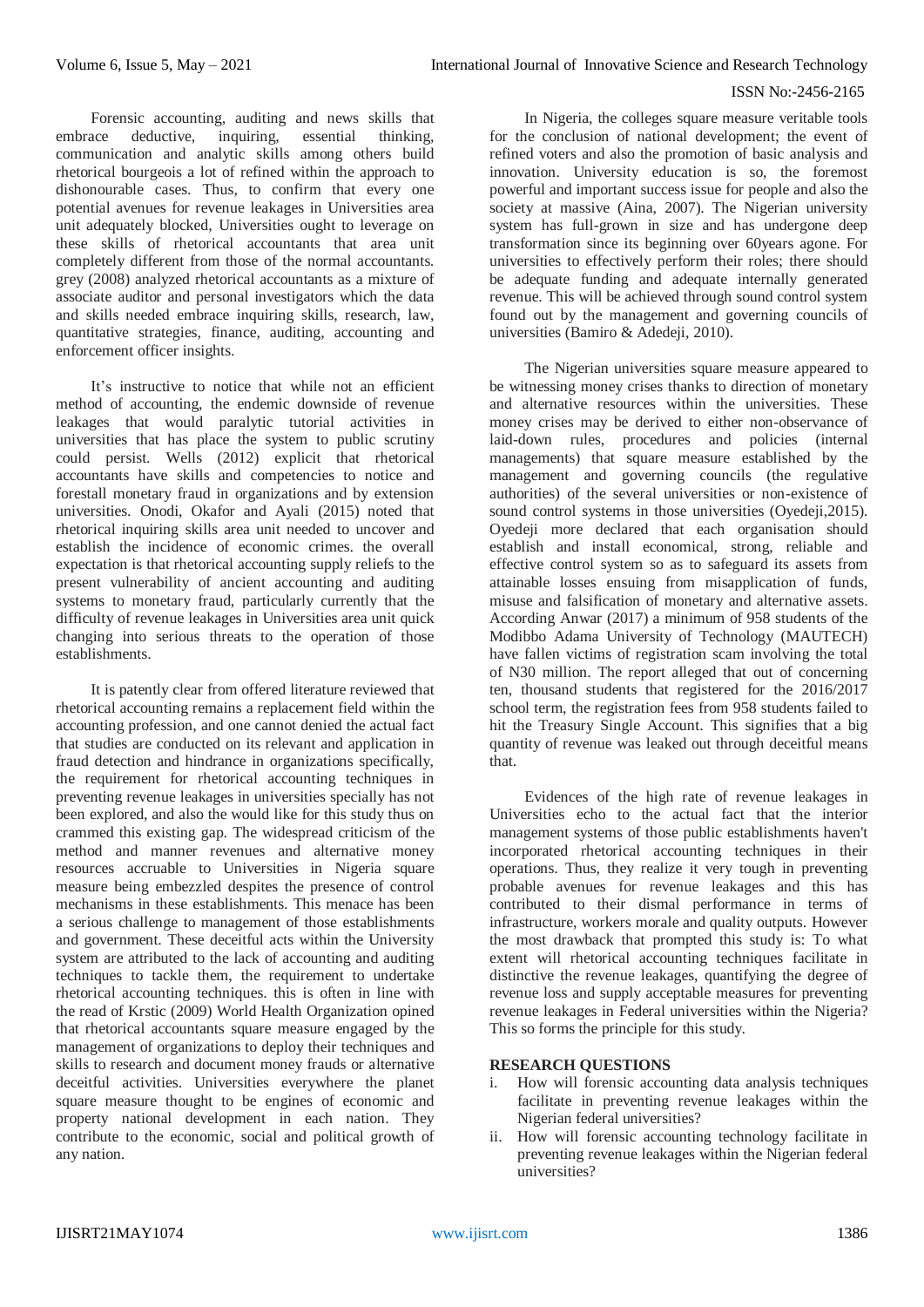Forensic accounting, auditing and news skills that embrace deductive, inquiring, essential thinking, communication and analytic skills among others build rhetorical bourgeois a lot of refined within the approach to dishonourable cases. Thus, to confirm that every one potential avenues for revenue leakages in Universities area unit adequately blocked, Universities ought to leverage on these skills of rhetorical accountants that area unit completely different from those of the normal accountants. grey (2008) analyzed rhetorical accountants as a mixture of associate auditor and personal investigators which the data and skills needed embrace inquiring skills, research, law, quantitative strategies, finance, auditing, accounting and enforcement officer insights.

It's instructive to notice that while not an efficient method of accounting, the endemic downside of revenue leakages that would paralytic tutorial activities in universities that has place the system to public scrutiny could persist. Wells (2012) explicit that rhetorical accountants have skills and competencies to notice and forestall monetary fraud in organizations and by extension universities. Onodi, Okafor and Ayali (2015) noted that rhetorical inquiring skills area unit needed to uncover and establish the incidence of economic crimes. the overall expectation is that rhetorical accounting supply reliefs to the present vulnerability of ancient accounting and auditing systems to monetary fraud, particularly currently that the difficulty of revenue leakages in Universities area unit quick changing into serious threats to the operation of those establishments.

It is patently clear from offered literature reviewed that rhetorical accounting remains a replacement field within the accounting profession, and one cannot denied the actual fact that studies are conducted on its relevant and application in fraud detection and hindrance in organizations specifically, the requirement for rhetorical accounting techniques in preventing revenue leakages in universities specially has not been explored, and also the would like for this study thus on crammed this existing gap. The widespread criticism of the method and manner revenues and alternative money resources accruable to Universities in Nigeria square measure being embezzled despites the presence of control mechanisms in these establishments. This menace has been a serious challenge to management of those establishments and government. These deceitful acts within the University system are attributed to the lack of accounting and auditing techniques to tackle them, the requirement to undertake rhetorical accounting techniques. this is often in line with the read of Krstic (2009) World Health Organization opined that rhetorical accountants square measure engaged by the management of organizations to deploy their techniques and skills to research and document money frauds or alternative deceitful activities. Universities everywhere the planet square measure thought to be engines of economic and property national development in each nation. They contribute to the economic, social and political growth of any nation.

In Nigeria, the colleges square measure veritable tools for the conclusion of national development; the event of refined voters and also the promotion of basic analysis and innovation. University education is so, the foremost powerful and important success issue for people and also the society at massive (Aina, 2007). The Nigerian university system has full-grown in size and has undergone deep transformation since its beginning over 60years agone. For universities to effectively perform their roles; there should be adequate funding and adequate internally generated revenue. This will be achieved through sound control system found out by the management and governing councils of universities (Bamiro & Adedeji, 2010).

The Nigerian universities square measure appeared to be witnessing money crises thanks to direction of monetary and alternative resources within the universities. These money crises may be derived to either non-observance of laid-down rules, procedures and policies (internal managements) that square measure established by the management and governing councils (the regulative authorities) of the several universities or non-existence of sound control systems in those universities (Oyedeji,2015). Oyedeji more declared that each organisation should establish and install economical, strong, reliable and effective control system so as to safeguard its assets from attainable losses ensuing from misapplication of funds, misuse and falsification of monetary and alternative assets. According Anwar (2017) a minimum of 958 students of the Modibbo Adama University of Technology (MAUTECH) have fallen victims of registration scam involving the total of N30 million. The report alleged that out of concerning ten, thousand students that registered for the 2016/2017 school term, the registration fees from 958 students failed to hit the Treasury Single Account. This signifies that a big quantity of revenue was leaked out through deceitful means that.

Evidences of the high rate of revenue leakages in Universities echo to the actual fact that the interior management systems of those public establishments haven't incorporated rhetorical accounting techniques in their operations. Thus, they realize it very tough in preventing probable avenues for revenue leakages and this has contributed to their dismal performance in terms of infrastructure, workers morale and quality outputs. However the most drawback that prompted this study is: To what extent will rhetorical accounting techniques facilitate in distinctive the revenue leakages, quantifying the degree of revenue loss and supply acceptable measures for preventing revenue leakages in Federal universities within the Nigeria? This so forms the principle for this study.

## RESEARCH QUESTIONS

i. How will forensic accounting data analysis techniques facilitate in preventing revenue leakages within the Nigerian federal universities?
ii. How will forensic accounting technology facilitate in preventing revenue leakages within the Nigerian federal universities?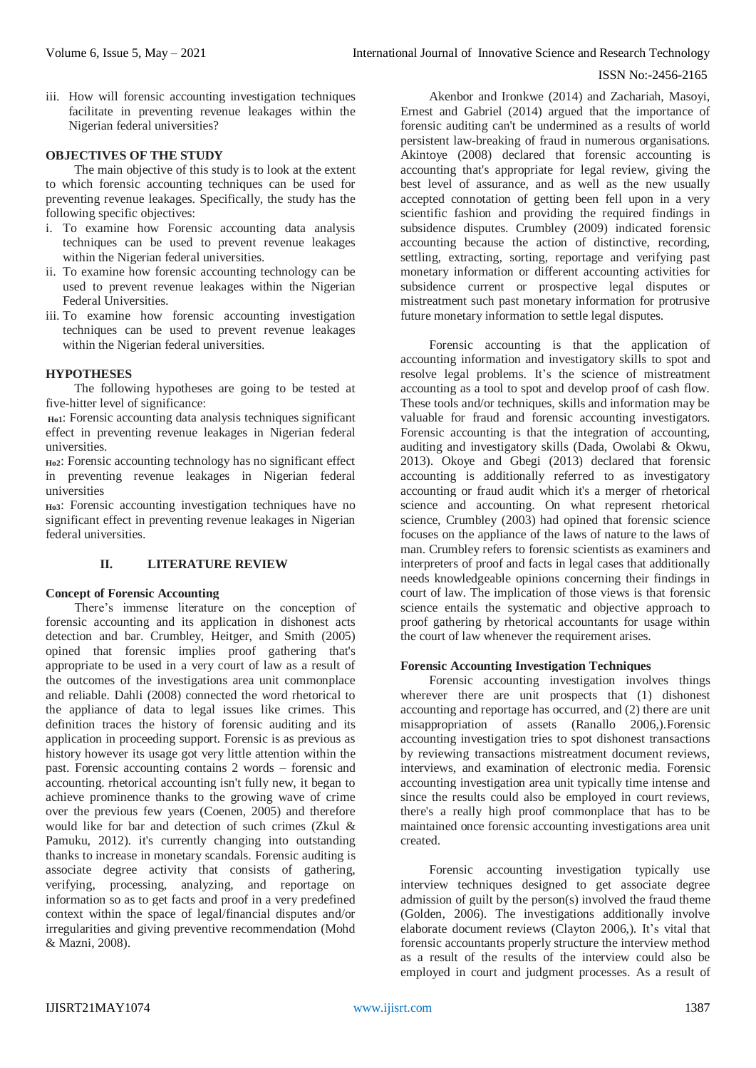iii. How will forensic accounting investigation techniques facilitate in preventing revenue leakages within the Nigerian federal universities?

**OBJECTIVES OF THE STUDY**

The main objective of this study is to look at the extent to which forensic accounting techniques can be used for preventing revenue leakages. Specifically, the study has the following specific objectives:

i. To examine how Forensic accounting data analysis techniques can be used to prevent revenue leakages within the Nigerian federal universities.
ii. To examine how forensic accounting technology can be used to prevent revenue leakages within the Nigerian Federal Universities.
iii. To examine how forensic accounting investigation techniques can be used to prevent revenue leakages within the Nigerian federal universities.

**HYPOTHESES**

The following hypotheses are going to be tested at five-hitter level of significance:

**Ho1**: Forensic accounting data analysis techniques significant effect in preventing revenue leakages in Nigerian federal universities.

**Ho2**: Forensic accounting technology has no significant effect in preventing revenue leakages in Nigerian federal universities

**Ho3**: Forensic accounting investigation techniques have no significant effect in preventing revenue leakages in Nigerian federal universities.

## II. LITERATURE REVIEW

**Concept of Forensic Accounting**

There's immense literature on the conception of forensic accounting and its application in dishonest acts detection and bar. Crumbley, Heitger, and Smith (2005) opined that forensic implies proof gathering that's appropriate to be used in a very court of law as a result of the outcomes of the investigations area unit commonplace and reliable. Dahli (2008) connected the word rhetorical to the appliance of data to legal issues like crimes. This definition traces the history of forensic auditing and its application in proceeding support. Forensic is as previous as history however its usage got very little attention within the past. Forensic accounting contains 2 words – forensic and accounting. rhetorical accounting isn't fully new, it began to achieve prominence thanks to the growing wave of crime over the previous few years (Coenen, 2005) and therefore would like for bar and detection of such crimes (Zkul & Pamuku, 2012). it's currently changing into outstanding thanks to increase in monetary scandals. Forensic auditing is associate degree activity that consists of gathering, verifying, processing, analyzing, and reportage on information so as to get facts and proof in a very predefined context within the space of legal/financial disputes and/or irregularities and giving preventive recommendation (Mohd & Mazni, 2008).

Akenbor and Ironkwe (2014) and Zachariah, Masoyi, Ernest and Gabriel (2014) argued that the importance of forensic auditing can't be undermined as a results of world persistent law-breaking of fraud in numerous organisations. Akintoye (2008) declared that forensic accounting is accounting that's appropriate for legal review, giving the best level of assurance, and as well as the new usually accepted connotation of getting been fell upon in a very scientific fashion and providing the required findings in subsidence disputes. Crumbley (2009) indicated forensic accounting because the action of distinctive, recording, settling, extracting, sorting, reportage and verifying past monetary information or different accounting activities for subsidence current or prospective legal disputes or mistreatment such past monetary information for protrusive future monetary information to settle legal disputes.

Forensic accounting is that the application of accounting information and investigatory skills to spot and resolve legal problems. It's the science of mistreatment accounting as a tool to spot and develop proof of cash flow. These tools and/or techniques, skills and information may be valuable for fraud and forensic accounting investigators. Forensic accounting is that the integration of accounting, auditing and investigatory skills (Dada, Owolabi & Okwu, 2013). Okoye and Gbegi (2013) declared that forensic accounting is additionally referred to as investigatory accounting or fraud audit which it's a merger of rhetorical science and accounting. On what represent rhetorical science, Crumbley (2003) had opined that forensic science focuses on the appliance of the laws of nature to the laws of man. Crumbley refers to forensic scientists as examiners and interpreters of proof and facts in legal cases that additionally needs knowledgeable opinions concerning their findings in court of law. The implication of those views is that forensic science entails the systematic and objective approach to proof gathering by rhetorical accountants for usage within the court of law whenever the requirement arises.

**Forensic Accounting Investigation Techniques**

Forensic accounting investigation involves things wherever there are unit prospects that (1) dishonest accounting and reportage has occurred, and (2) there are unit misappropriation of assets (Ranallo 2006,).Forensic accounting investigation tries to spot dishonest transactions by reviewing transactions mistreatment document reviews, interviews, and examination of electronic media. Forensic accounting investigation area unit typically time intense and since the results could also be employed in court reviews, there's a really high proof commonplace that has to be maintained once forensic accounting investigations area unit created.

Forensic accounting investigation typically use interview techniques designed to get associate degree admission of guilt by the person(s) involved the fraud theme (Golden, 2006). The investigations additionally involve elaborate document reviews (Clayton 2006,). It's vital that forensic accountants properly structure the interview method as a result of the results of the interview could also be employed in court and judgment processes. As a result of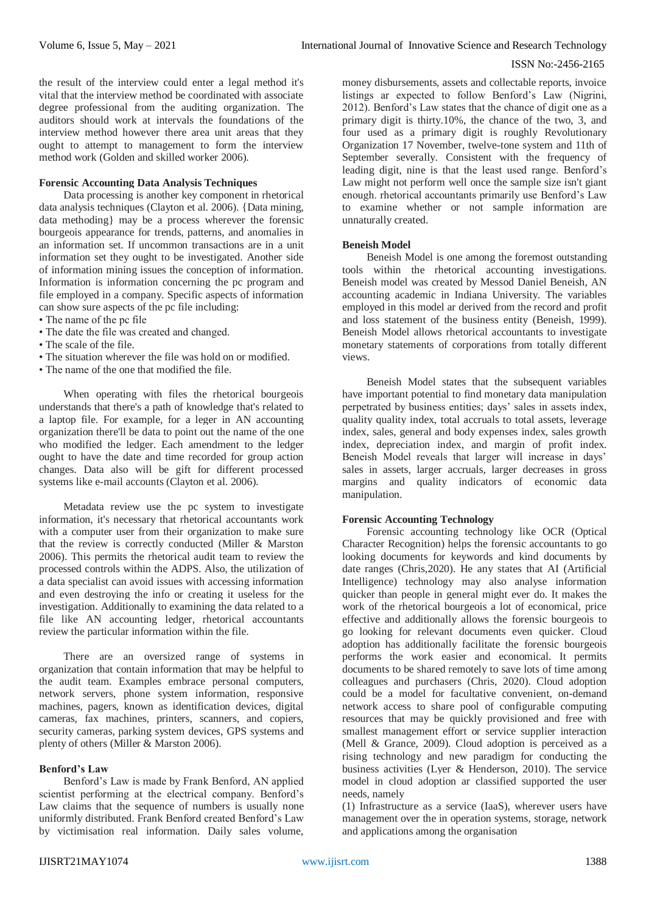the result of the interview could enter a legal method it's vital that the interview method be coordinated with associate degree professional from the auditing organization. The auditors should work at intervals the foundations of the interview method however there area unit areas that they ought to attempt to management to form the interview method work (Golden and skilled worker 2006).

**Forensic Accounting Data Analysis Techniques**

Data processing is another key component in rhetorical data analysis techniques (Clayton et al. 2006). {Data mining, data methoding} may be a process wherever the forensic bourgeois appearance for trends, patterns, and anomalies in an information set. If uncommon transactions are in a unit information set they ought to be investigated. Another side of information mining issues the conception of information. Information is information concerning the pc program and file employed in a company. Specific aspects of information can show sure aspects of the pc file including:

- The name of the pc file
- The date the file was created and changed.
- The scale of the file.
- The situation wherever the file was hold on or modified.
- The name of the one that modified the file.

When operating with files the rhetorical bourgeois understands that there's a path of knowledge that's related to a laptop file. For example, for a leger in AN accounting organization there'll be data to point out the name of the one who modified the ledger. Each amendment to the ledger ought to have the date and time recorded for group action changes. Data also will be gift for different processed systems like e-mail accounts (Clayton et al. 2006).

Metadata review use the pc system to investigate information, it's necessary that rhetorical accountants work with a computer user from their organization to make sure that the review is correctly conducted (Miller & Marston 2006). This permits the rhetorical audit team to review the processed controls within the ADPS. Also, the utilization of a data specialist can avoid issues with accessing information and even destroying the info or creating it useless for the investigation. Additionally to examining the data related to a file like AN accounting ledger, rhetorical accountants review the particular information within the file.

There are an oversized range of systems in organization that contain information that may be helpful to the audit team. Examples embrace personal computers, network servers, phone system information, responsive machines, pagers, known as identification devices, digital cameras, fax machines, printers, scanners, and copiers, security cameras, parking system devices, GPS systems and plenty of others (Miller & Marston 2006).

**Benford's Law**

Benford's Law is made by Frank Benford, AN applied scientist performing at the electrical company. Benford's Law claims that the sequence of numbers is usually none uniformly distributed. Frank Benford created Benford's Law by victimisation real information. Daily sales volume, money disbursements, assets and collectable reports, invoice listings ar expected to follow Benford's Law (Nigrini, 2012). Benford's Law states that the chance of digit one as a primary digit is thirty.10%, the chance of the two, 3, and four used as a primary digit is roughly Revolutionary Organization 17 November, twelve-tone system and 11th of September severally. Consistent with the frequency of leading digit, nine is that the least used range. Benford's Law might not perform well once the sample size isn't giant enough. rhetorical accountants primarily use Benford's Law to examine whether or not sample information are unnaturally created.

**Beneish Model**

Beneish Model is one among the foremost outstanding tools within the rhetorical accounting investigations. Beneish model was created by Messod Daniel Beneish, AN accounting academic in Indiana University. The variables employed in this model ar derived from the record and profit and loss statement of the business entity (Beneish, 1999). Beneish Model allows rhetorical accountants to investigate monetary statements of corporations from totally different views.

Beneish Model states that the subsequent variables have important potential to find monetary data manipulation perpetrated by business entities; days' sales in assets index, quality quality index, total accruals to total assets, leverage index, sales, general and body expenses index, sales growth index, depreciation index, and margin of profit index. Beneish Model reveals that larger will increase in days' sales in assets, larger accruals, larger decreases in gross margins and quality indicators of economic data manipulation.

**Forensic Accounting Technology**

Forensic accounting technology like OCR (Optical Character Recognition) helps the forensic accountants to go looking documents for keywords and kind documents by date ranges (Chris,2020). He any states that AI (Artificial Intelligence) technology may also analyse information quicker than people in general might ever do. It makes the work of the rhetorical bourgeois a lot of economical, price effective and additionally allows the forensic bourgeois to go looking for relevant documents even quicker. Cloud adoption has additionally facilitate the forensic bourgeois performs the work easier and economical. It permits documents to be shared remotely to save lots of time among colleagues and purchasers (Chris, 2020). Cloud adoption could be a model for facultative convenient, on-demand network access to share pool of configurable computing resources that may be quickly provisioned and free with smallest management effort or service supplier interaction (Mell & Grance, 2009). Cloud adoption is perceived as a rising technology and new paradigm for conducting the business activities (Lyer & Henderson, 2010). The service model in cloud adoption ar classified supported the user needs, namely

(1) Infrastructure as a service (IaaS), wherever users have management over the in operation systems, storage, network and applications among the organisation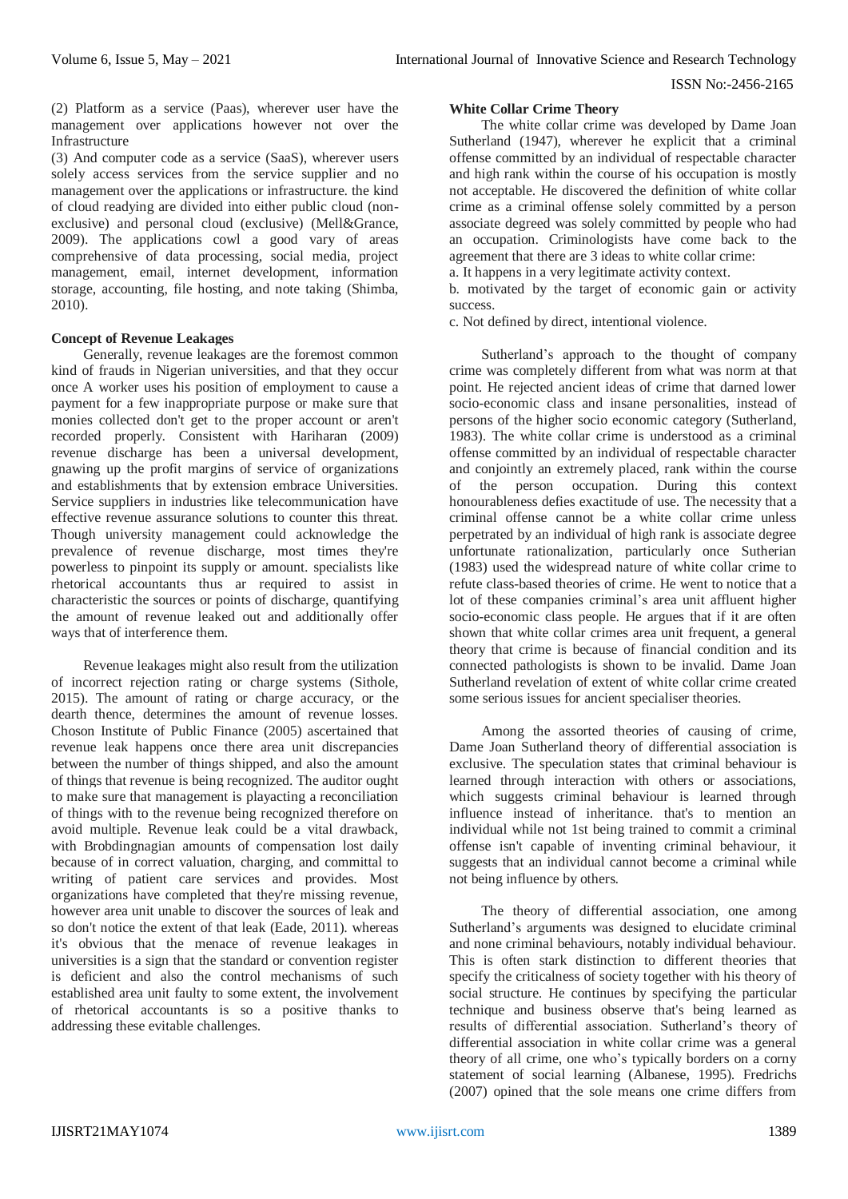(2) Platform as a service (Paas), wherever user have the management over applications however not over the Infrastructure

(3) And computer code as a service (SaaS), wherever users solely access services from the service supplier and no management over the applications or infrastructure. the kind of cloud readying are divided into either public cloud (non-exclusive) and personal cloud (exclusive) (Mell&Grance, 2009). The applications cowl a good vary of areas comprehensive of data processing, social media, project management, email, internet development, information storage, accounting, file hosting, and note taking (Shimba, 2010).

**Concept of Revenue Leakages**

Generally, revenue leakages are the foremost common kind of frauds in Nigerian universities, and that they occur once A worker uses his position of employment to cause a payment for a few inappropriate purpose or make sure that monies collected don't get to the proper account or aren't recorded properly. Consistent with Hariharan (2009) revenue discharge has been a universal development, gnawing up the profit margins of service of organizations and establishments that by extension embrace Universities. Service suppliers in industries like telecommunication have effective revenue assurance solutions to counter this threat. Though university management could acknowledge the prevalence of revenue discharge, most times they're powerless to pinpoint its supply or amount. specialists like rhetorical accountants thus ar required to assist in characteristic the sources or points of discharge, quantifying the amount of revenue leaked out and additionally offer ways that of interference them.

Revenue leakages might also result from the utilization of incorrect rejection rating or charge systems (Sithole, 2015). The amount of rating or charge accuracy, or the dearth thence, determines the amount of revenue losses. Choson Institute of Public Finance (2005) ascertained that revenue leak happens once there area unit discrepancies between the number of things shipped, and also the amount of things that revenue is being recognized. The auditor ought to make sure that management is playacting a reconciliation of things with to the revenue being recognized therefore on avoid multiple. Revenue leak could be a vital drawback, with Brobdingnagian amounts of compensation lost daily because of in correct valuation, charging, and committal to writing of patient care services and provides. Most organizations have completed that they're missing revenue, however area unit unable to discover the sources of leak and so don't notice the extent of that leak (Eade, 2011). whereas it's obvious that the menace of revenue leakages in universities is a sign that the standard or convention register is deficient and also the control mechanisms of such established area unit faulty to some extent, the involvement of rhetorical accountants is so a positive thanks to addressing these evitable challenges.

**White Collar Crime Theory**

The white collar crime was developed by Dame Joan Sutherland (1947), wherever he explicit that a criminal offense committed by an individual of respectable character and high rank within the course of his occupation is mostly not acceptable. He discovered the definition of white collar crime as a criminal offense solely committed by a person associate degreed was solely committed by people who had an occupation. Criminologists have come back to the agreement that there are 3 ideas to white collar crime:

a. It happens in a very legitimate activity context.

b. motivated by the target of economic gain or activity success.

c. Not defined by direct, intentional violence.

Sutherland's approach to the thought of company crime was completely different from what was norm at that point. He rejected ancient ideas of crime that darned lower socio-economic class and insane personalities, instead of persons of the higher socio economic category (Sutherland, 1983). The white collar crime is understood as a criminal offense committed by an individual of respectable character and conjointly an extremely placed, rank within the course of the person occupation. During this context honourableness defies exactitude of use. The necessity that a criminal offense cannot be a white collar crime unless perpetrated by an individual of high rank is associate degree unfortunate rationalization, particularly once Sutherian (1983) used the widespread nature of white collar crime to refute class-based theories of crime. He went to notice that a lot of these companies criminal's area unit affluent higher socio-economic class people. He argues that if it are often shown that white collar crimes area unit frequent, a general theory that crime is because of financial condition and its connected pathologists is shown to be invalid. Dame Joan Sutherland revelation of extent of white collar crime created some serious issues for ancient specialiser theories.

Among the assorted theories of causing of crime, Dame Joan Sutherland theory of differential association is exclusive. The speculation states that criminal behaviour is learned through interaction with others or associations, which suggests criminal behaviour is learned through influence instead of inheritance. that's to mention an individual while not 1st being trained to commit a criminal offense isn't capable of inventing criminal behaviour, it suggests that an individual cannot become a criminal while not being influence by others.

The theory of differential association, one among Sutherland's arguments was designed to elucidate criminal and none criminal behaviours, notably individual behaviour. This is often stark distinction to different theories that specify the criticalness of society together with his theory of social structure. He continues by specifying the particular technique and business observe that's being learned as results of differential association. Sutherland's theory of differential association in white collar crime was a general theory of all crime, one who's typically borders on a corny statement of social learning (Albanese, 1995). Fredrichs (2007) opined that the sole means one crime differs from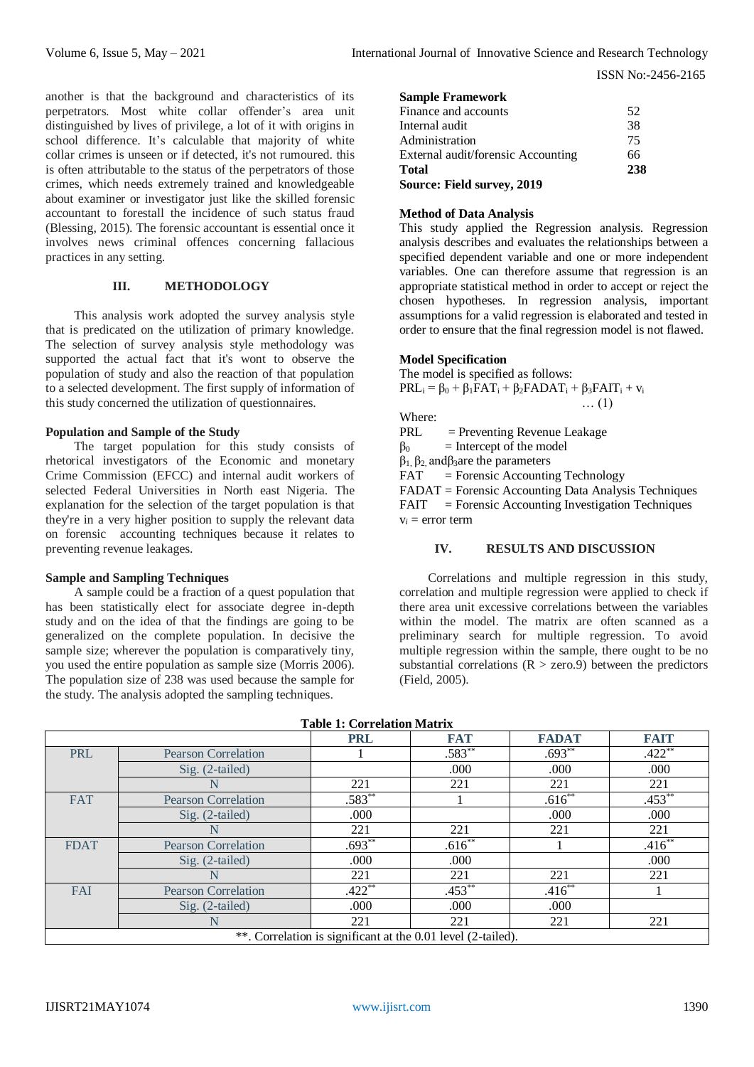another is that the background and characteristics of its perpetrators. Most white collar offender's area unit distinguished by lives of privilege, a lot of it with origins in school difference. It's calculable that majority of white collar crimes is unseen or if detected, it's not rumoured. this is often attributable to the status of the perpetrators of those crimes, which needs extremely trained and knowledgeable about examiner or investigator just like the skilled forensic accountant to forestall the incidence of such status fraud (Blessing, 2015). The forensic accountant is essential once it involves news criminal offences concerning fallacious practices in any setting.

## III. METHODOLOGY

This analysis work adopted the survey analysis style that is predicated on the utilization of primary knowledge. The selection of survey analysis style methodology was supported the actual fact that it's wont to observe the population of study and also the reaction of that population to a selected development. The first supply of information of this study concerned the utilization of questionnaires.

### Population and Sample of the Study

The target population for this study consists of rhetorical investigators of the Economic and monetary Crime Commission (EFCC) and internal audit workers of selected Federal Universities in North east Nigeria. The explanation for the selection of the target population is that they're in a very higher position to supply the relevant data on forensic accounting techniques because it relates to preventing revenue leakages.

### Sample and Sampling Techniques

A sample could be a fraction of a quest population that has been statistically elect for associate degree in-depth study and on the idea of that the findings are going to be generalized on the complete population. In decisive the sample size; wherever the population is comparatively tiny, you used the entire population as sample size (Morris 2006). The population size of 238 was used because the sample for the study. The analysis adopted the sampling techniques.

| **Sample Framework** | |
|---|---|
| Finance and accounts | 52 |
| Internal audit | 38 |
| Administration | 75 |
| External audit/forensic Accounting | 66 |
| **Total** | **238** |

**Source: Field survey, 2019**

### Method of Data Analysis

This study applied the Regression analysis. Regression analysis describes and evaluates the relationships between a specified dependent variable and one or more independent variables. One can therefore assume that regression is an appropriate statistical method in order to accept or reject the chosen hypotheses. In regression analysis, important assumptions for a valid regression is elaborated and tested in order to ensure that the final regression model is not flawed.

### Model Specification

The model is specified as follows:

$$PRL_i = \beta_0 + \beta_1 FAT_i + \beta_2 FADAT_i + \beta_3 FAIT_i + v_i \quad \ldots (1)$$

Where:

PRL = Preventing Revenue Leakage
$\beta_0$ = Intercept of the model
$\beta_1, \beta_2$, and $\beta_3$ are the parameters
FAT = Forensic Accounting Technology
FADAT = Forensic Accounting Data Analysis Techniques
FAIT = Forensic Accounting Investigation Techniques
$v_i$ = error term

## IV. RESULTS AND DISCUSSION

Correlations and multiple regression in this study, correlation and multiple regression were applied to check if there area unit excessive correlations between the variables within the model. The matrix are often scanned as a preliminary search for multiple regression. To avoid multiple regression within the sample, there ought to be no substantial correlations (R > zero.9) between the predictors (Field, 2005).

**Table 1: Correlation Matrix**

| | | PRL | FAT | FADAT | FAIT |
|---|---|---|---|---|---|
| PRL | Pearson Correlation | 1 | .583** | .693** | .422** |
| | Sig. (2-tailed) | | .000 | .000 | .000 |
| | N | 221 | 221 | 221 | 221 |
| FAT | Pearson Correlation | .583** | 1 | .616** | .453** |
| | Sig. (2-tailed) | .000 | | .000 | .000 |
| | N | 221 | 221 | 221 | 221 |
| FDAT | Pearson Correlation | .693** | .616** | 1 | .416** |
| | Sig. (2-tailed) | .000 | .000 | | .000 |
| | N | 221 | 221 | 221 | 221 |
| FAI | Pearson Correlation | .422** | .453** | .416** | 1 |
| | Sig. (2-tailed) | .000 | .000 | .000 | |
| | N | 221 | 221 | 221 | 221 |

**. Correlation is significant at the 0.01 level (2-tailed).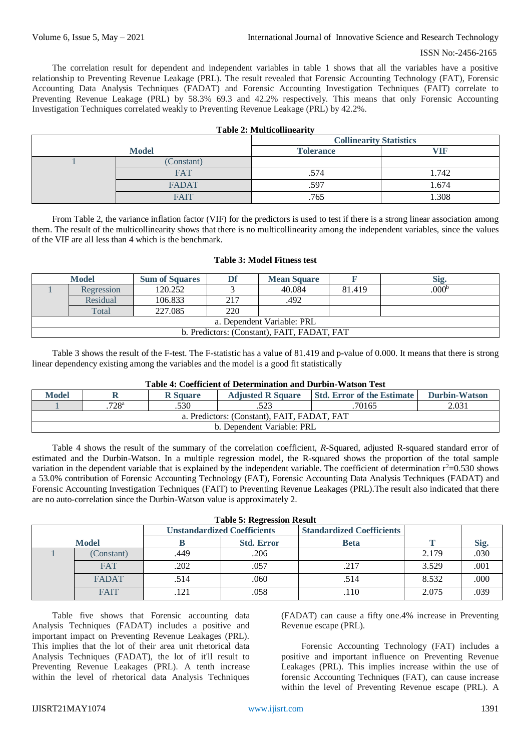The correlation result for dependent and independent variables in table 1 shows that all the variables have a positive relationship to Preventing Revenue Leakage (PRL). The result revealed that Forensic Accounting Technology (FAT), Forensic Accounting Data Analysis Techniques (FADAT) and Forensic Accounting Investigation Techniques (FAIT) correlate to Preventing Revenue Leakage (PRL) by 58.3% 69.3 and 42.2% respectively. This means that only Forensic Accounting Investigation Techniques correlated weakly to Preventing Revenue Leakage (PRL) by 42.2%.

**Table 2: Multicollinearity**

| Model | | Collinearity Statistics | |
|---|---|---|---|
| | | Tolerance | VIF |
| 1 | (Constant) | | |
| | FAT | .574 | 1.742 |
| | FADAT | .597 | 1.674 |
| | FAIT | .765 | 1.308 |

From Table 2, the variance inflation factor (VIF) for the predictors is used to test if there is a strong linear association among them. The result of the multicollinearity shows that there is no multicollinearity among the independent variables, since the values of the VIF are all less than 4 which is the benchmark.

**Table 3: Model Fitness test**

| Model | | Sum of Squares | Df | Mean Square | F | Sig. |
|---|---|---|---|---|---|---|
| 1 | Regression | 120.252 | 3 | 40.084 | 81.419 | .000[b] |
| | Residual | 106.833 | 217 | .492 | | |
| | Total | 227.085 | 220 | | | |
| a. Dependent Variable: PRL | | | | | | |
| b. Predictors: (Constant), FAIT, FADAT, FAT | | | | | | |

Table 3 shows the result of the F-test. The F-statistic has a value of 81.419 and p-value of 0.000. It means that there is strong linear dependency existing among the variables and the model is a good fit statistically

**Table 4: Coefficient of Determination and Durbin-Watson Test**

| Model | R | R Square | Adjusted R Square | Std. Error of the Estimate | Durbin-Watson |
|---|---|---|---|---|---|
| 1 | .728[a] | .530 | .523 | .70165 | 2.031 |
| a. Predictors: (Constant), FAIT, FADAT, FAT | | | | | |
| b. Dependent Variable: PRL | | | | | |

Table 4 shows the result of the summary of the correlation coefficient, *R*-Squared, adjusted R-squared standard error of estimated and the Durbin-Watson. In a multiple regression model, the R-squared shows the proportion of the total sample variation in the dependent variable that is explained by the independent variable. The coefficient of determination $r^2$=0.530 shows a 53.0% contribution of Forensic Accounting Technology (FAT), Forensic Accounting Data Analysis Techniques (FADAT) and Forensic Accounting Investigation Techniques (FAIT) to Preventing Revenue Leakages (PRL).The result also indicated that there are no auto-correlation since the Durbin-Watson value is approximately 2.

**Table 5: Regression Result**

| Model | | Unstandardized Coefficients | | Standardized Coefficients | T | Sig. |
|---|---|---|---|---|---|---|
| | | B | Std. Error | Beta | | |
| 1 | (Constant) | .449 | .206 | | 2.179 | .030 |
| | FAT | .202 | .057 | .217 | 3.529 | .001 |
| | FADAT | .514 | .060 | .514 | 8.532 | .000 |
| | FAIT | .121 | .058 | .110 | 2.075 | .039 |

Table five shows that Forensic accounting data Analysis Techniques (FADAT) includes a positive and important impact on Preventing Revenue Leakages (PRL). This implies that the lot of their area unit rhetorical data Analysis Techniques (FADAT), the lot of it'll result to Preventing Revenue Leakages (PRL). A tenth increase within the level of rhetorical data Analysis Techniques (FADAT) can cause a fifty one.4% increase in Preventing Revenue escape (PRL).

Forensic Accounting Technology (FAT) includes a positive and important influence on Preventing Revenue Leakages (PRL). This implies increase within the use of forensic Accounting Techniques (FAT), can cause increase within the level of Preventing Revenue escape (PRL). A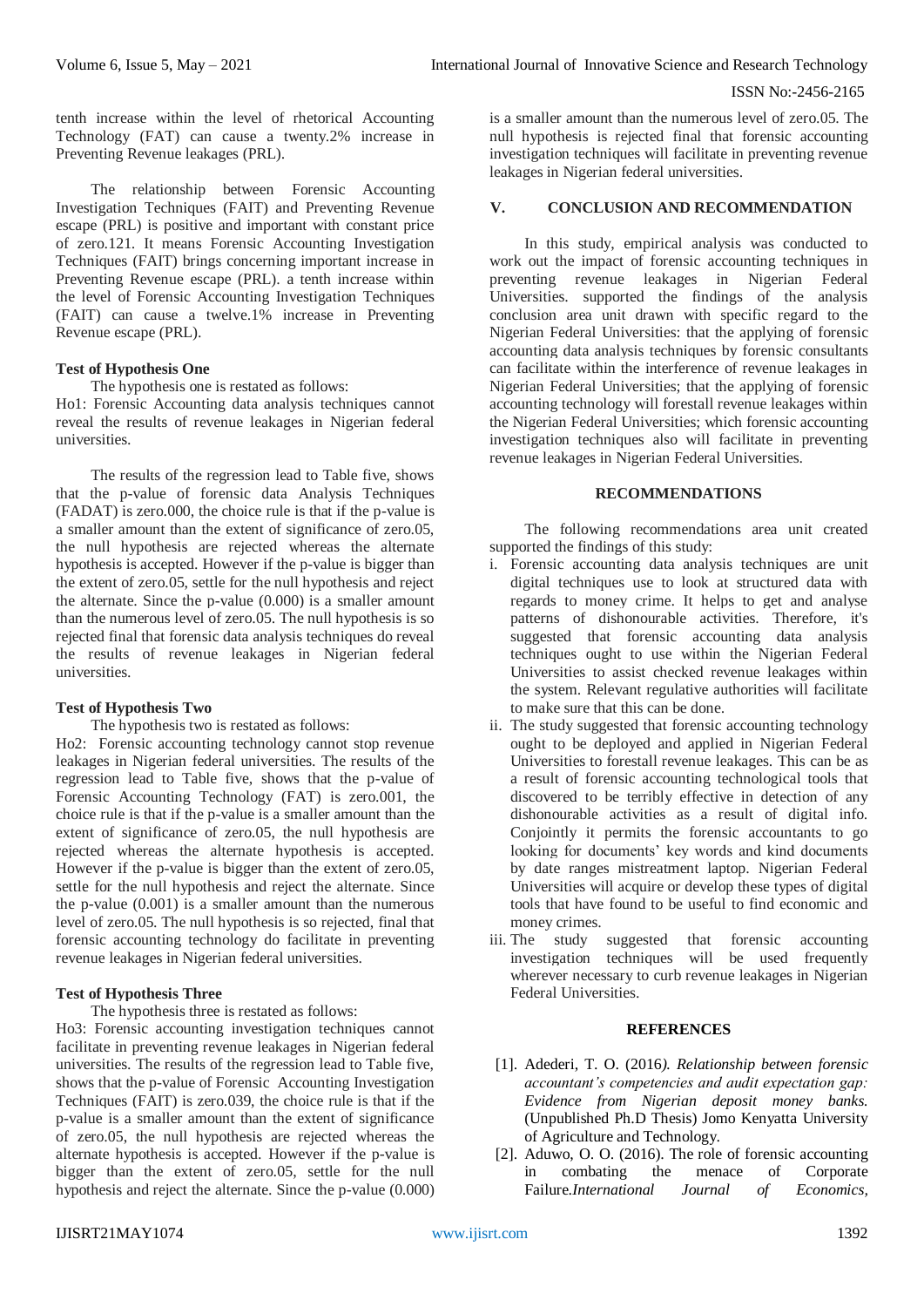tenth increase within the level of rhetorical Accounting Technology (FAT) can cause a twenty.2% increase in Preventing Revenue leakages (PRL).

The relationship between Forensic Accounting Investigation Techniques (FAIT) and Preventing Revenue escape (PRL) is positive and important with constant price of zero.121. It means Forensic Accounting Investigation Techniques (FAIT) brings concerning important increase in Preventing Revenue escape (PRL). a tenth increase within the level of Forensic Accounting Investigation Techniques (FAIT) can cause a twelve.1% increase in Preventing Revenue escape (PRL).

**Test of Hypothesis One**

The hypothesis one is restated as follows:
Ho1: Forensic Accounting data analysis techniques cannot reveal the results of revenue leakages in Nigerian federal universities.

The results of the regression lead to Table five, shows that the p-value of forensic data Analysis Techniques (FADAT) is zero.000, the choice rule is that if the p-value is a smaller amount than the extent of significance of zero.05, the null hypothesis are rejected whereas the alternate hypothesis is accepted. However if the p-value is bigger than the extent of zero.05, settle for the null hypothesis and reject the alternate. Since the p-value (0.000) is a smaller amount than the numerous level of zero.05. The null hypothesis is so rejected final that forensic data analysis techniques do reveal the results of revenue leakages in Nigerian federal universities.

**Test of Hypothesis Two**

The hypothesis two is restated as follows:
Ho2: Forensic accounting technology cannot stop revenue leakages in Nigerian federal universities. The results of the regression lead to Table five, shows that the p-value of Forensic Accounting Technology (FAT) is zero.001, the choice rule is that if the p-value is a smaller amount than the extent of significance of zero.05, the null hypothesis are rejected whereas the alternate hypothesis is accepted. However if the p-value is bigger than the extent of zero.05, settle for the null hypothesis and reject the alternate. Since the p-value (0.001) is a smaller amount than the numerous level of zero.05. The null hypothesis is so rejected, final that forensic accounting technology do facilitate in preventing revenue leakages in Nigerian federal universities.

**Test of Hypothesis Three**

The hypothesis three is restated as follows:
Ho3: Forensic accounting investigation techniques cannot facilitate in preventing revenue leakages in Nigerian federal universities. The results of the regression lead to Table five, shows that the p-value of Forensic Accounting Investigation Techniques (FAIT) is zero.039, the choice rule is that if the p-value is a smaller amount than the extent of significance of zero.05, the null hypothesis are rejected whereas the alternate hypothesis is accepted. However if the p-value is bigger than the extent of zero.05, settle for the null hypothesis and reject the alternate. Since the p-value (0.000) is a smaller amount than the numerous level of zero.05. The null hypothesis is rejected final that forensic accounting investigation techniques will facilitate in preventing revenue leakages in Nigerian federal universities.

## V. CONCLUSION AND RECOMMENDATION

In this study, empirical analysis was conducted to work out the impact of forensic accounting techniques in preventing revenue leakages in Nigerian Federal Universities. supported the findings of the analysis conclusion area unit drawn with specific regard to the Nigerian Federal Universities: that the applying of forensic accounting data analysis techniques by forensic consultants can facilitate within the interference of revenue leakages in Nigerian Federal Universities; that the applying of forensic accounting technology will forestall revenue leakages within the Nigerian Federal Universities; which forensic accounting investigation techniques also will facilitate in preventing revenue leakages in Nigerian Federal Universities.

### RECOMMENDATIONS

The following recommendations area unit created supported the findings of this study:

i. Forensic accounting data analysis techniques are unit digital techniques use to look at structured data with regards to money crime. It helps to get and analyse patterns of dishonourable activities. Therefore, it's suggested that forensic accounting data analysis techniques ought to use within the Nigerian Federal Universities to assist checked revenue leakages within the system. Relevant regulative authorities will facilitate to make sure that this can be done.
ii. The study suggested that forensic accounting technology ought to be deployed and applied in Nigerian Federal Universities to forestall revenue leakages. This can be as a result of forensic accounting technological tools that discovered to be terribly effective in detection of any dishonourable activities as a result of digital info. Conjointly it permits the forensic accountants to go looking for documents' key words and kind documents by date ranges mistreatment laptop. Nigerian Federal Universities will acquire or develop these types of digital tools that have found to be useful to find economic and money crimes.
iii. The study suggested that forensic accounting investigation techniques will be used frequently wherever necessary to curb revenue leakages in Nigerian Federal Universities.

### REFERENCES

[1]. Adederi, T. O. (2016*). Relationship between forensic accountant's competencies and audit expectation gap: Evidence from Nigerian deposit money banks.* (Unpublished Ph.D Thesis) Jomo Kenyatta University of Agriculture and Technology.

[2]. Aduwo, O. O. (2016). The role of forensic accounting in combating the menace of Corporate Failure.*International Journal of Economics,*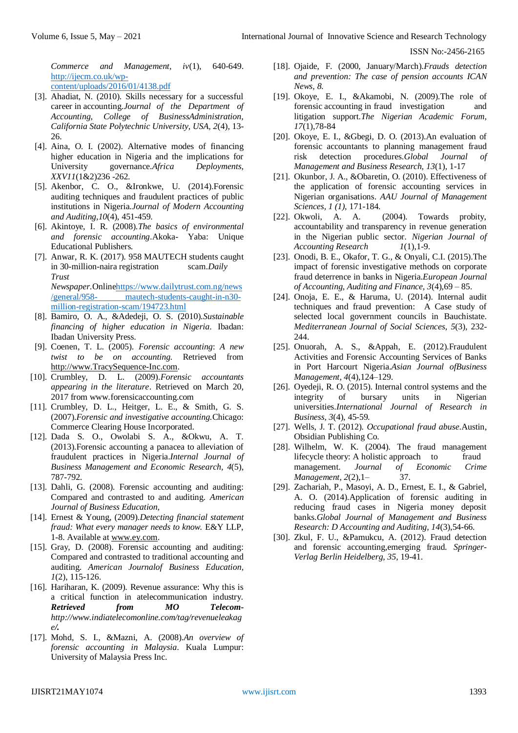*Commerce and Management, iv*(1), 640-649. http://ijecm.co.uk/wp-content/uploads/2016/01/4138.pdf

[3]. Ahadiat, N. (2010). Skills necessary for a successful career in accounting.*Journal of the Department of Accounting, College of BusinessAdministration, California State Polytechnic University, USA, 2*(4), 13-26.

[4]. Aina, O. I. (2002). Alternative modes of financing higher education in Nigeria and the implications for University governance.*Africa Deployments, XXV11*(1&2)236 -262.

[5]. Akenbor, C. O., &Ironkwe, U. (2014).Forensic auditing techniques and fraudulent practices of public institutions in Nigeria.*Journal of Modern Accounting and Auditing,10*(4), 451-459.

[6]. Akintoye, I. R. (2008).*The basics of environmental and forensic accounting*.Akoka- Yaba: Unique Educational Publishers.

[7]. Anwar, R. K. (2017). 958 MAUTECH students caught in 30-million-naira registration scam.*Daily Trust Newspaper*.Onlinehttps://www.dailytrust.com.ng/news/general/958- mautech-students-caught-in-n30-million-registration-scam/194723.html

[8]. Bamiro, O. A., &Adedeji, O. S. (2010).*Sustainable financing of higher education in Nigeria*. Ibadan: Ibadan University Press.

[9]. Coenen, T. L. (2005). *Forensic accounting*: *A new twist to be on accounting.* Retrieved from http://www.TracySequence-Inc.com.

[10]. Crumbley, D. L. (2009).*Forensic accountants appearing in the literature*. Retrieved on March 20, 2017 from www.forensicaccounting.com

[11]. Crumbley, D. L., Heitger, L. E., & Smith, G. S. (2007).*Forensic and investigative accounting.*Chicago: Commerce Clearing House Incorporated.

[12]. Dada S. O., Owolabi S. A., &Okwu, A. T. (2013).Forensic accounting a panacea to alleviation of fraudulent practices in Nigeria.*Internal Journal of Business Management and Economic Research, 4*(5), 787-792.

[13]. Dahli, G. (2008). Forensic accounting and auditing: Compared and contrasted to and auditing. *American Journal of Business Education,*

[14]. Ernest & Young, (2009).*Detecting financial statement fraud: What every manager needs to know.* E&Y LLP, 1-8. Available at www.ey.com.

[15]. Gray, D. (2008). Forensic accounting and auditing: Compared and contrasted to traditional accounting and auditing. *American Journalof Business Education, 1*(2), 115-126.

[16]. Hariharan, K. (2009). Revenue assurance: Why this is a critical function in atelecommunication industry. ***Retrieved from MO Telecom-*** *http://www.indiatelecomonline.com/tag/revenueleakage/**.***

[17]. Mohd, S. I., &Mazni, A. (2008).*An overview of forensic accounting in Malaysia*. Kuala Lumpur: University of Malaysia Press Inc.

[18]. Ojaide, F. (2000, January/March).*Frauds detection and prevention: The case of pension accounts ICAN News, 8.*

[19]. Okoye, E. I., &Akamobi, N. (2009).The role of forensic accounting in fraud investigation and litigation support.*The Nigerian Academic Forum, 17*(1),78-84

[20]. Okoye, E. I., &Gbegi, D. O. (2013).An evaluation of forensic accountants to planning management fraud risk detection procedures.*Global Journal of Management and Business Research, 13*(1), 1-17

[21]. Okunbor, J. A., &Obaretin, O. (2010). Effectiveness of the application of forensic accounting services in Nigerian organisations. *AAU Journal of Management Sciences, 1 (1),* 171-184.

[22]. Okwoli, A. A. (2004). Towards probity, accountability and transparency in revenue generation in the Nigerian public sector. *Nigerian Journal of Accounting Research 1*(1),1-9.

[23]. Onodi, B. E., Okafor, T. G., & Onyali, C.I. (2015).The impact of forensic investigative methods on corporate fraud deterrence in banks in Nigeria.*European Journal of Accounting, Auditing and Finance, 3*(4),69 – 85.

[24]. Onoja, E. E., & Haruma, U. (2014). Internal audit techniques and fraud prevention: A Case study of selected local government councils in Bauchistate. *Mediterranean Journal of Social Sciences, 5*(3), 232-244.

[25]. Onuorah, A. S., &Appah, E. (2012).Fraudulent Activities and Forensic Accounting Services of Banks in Port Harcourt Nigeria.*Asian Journal ofBusiness Management, 4*(4),124–129.

[26]. Oyedeji, R. O. (2015). Internal control systems and the integrity of bursary units in Nigerian universities.*International Journal of Research in Business, 3*(4), 45-59.

[27]. Wells, J. T. (2012). *Occupational fraud abuse.*Austin, Obsidian Publishing Co.

[28]. Wilhelm, W. K. (2004). The fraud management lifecycle theory: A holistic approach to fraud management. *Journal of Economic Crime Management, 2*(2),1– 37.

[29]. Zachariah, P., Masoyi, A. D., Ernest, E. I., & Gabriel, A. O. (2014).Application of forensic auditing in reducing fraud cases in Nigeria money deposit banks.*Global Journal of Management and Business Research: D Accounting and Auditing, 14*(3),54-66.

[30]. Zkul, F. U., &Pamukcu, A. (2012). Fraud detection and forensic accounting,emerging fraud. *Springer-Verlag Berlin Heidelberg, 35,* 19-41.